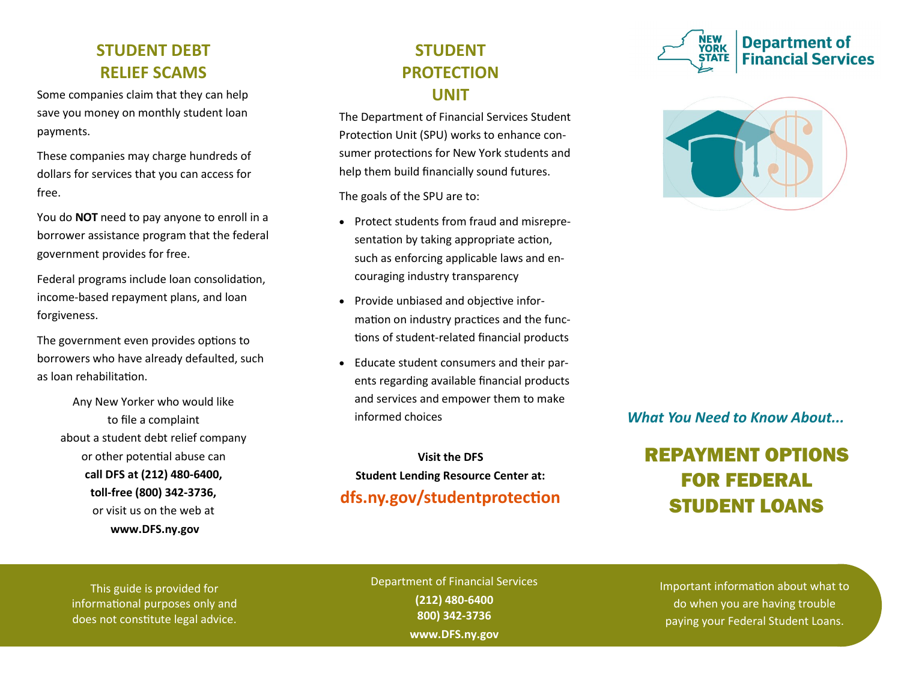## STUDENT DEBT RELIEF SCAMS

Some companies claim that they can help save you money on monthly student loan payments.

These companies may charge hundreds of dollars for services that you can access for free.

You do **NOT** need to pay anyone to enroll in a borrower assistance program that the federal government provides for free.

Federal programs include loan consolidation, income-based repayment plans, and loan forgiveness.

The government even provides options to borrowers who have already defaulted, such as loan rehabilitation.

Any New Yorker who would like to file a complaint about a student debt relief company or other potential abuse can **call DFS at (212) 480-6400, toll-free (800) 342-3736,** or visit us on the web at **www.DFS.ny.gov**

This guide is provided for informational purposes only and does not constitute legal advice.

## STUDENT PROTECTION UNIT

The Department of Financial Services Student Protection Unit (SPU) works to enhance consumer protections for New York students and help them build financially sound futures.

The goals of the SPU are to:

- Protect students from fraud and misrepresentation by taking appropriate action, such as enforcing applicable laws and encouraging industry transparency
- Provide unbiased and objective information on industry practices and the functions of student-related financial products
- Educate student consumers and their parents regarding available financial products and services and empower them to make informed choices

**Visit the DFS Student Lending Resource Center at:**

**dfs.ny.gov/studentprotection**

Department of Financial Services
**(212) 480-6400**
**800) 342-3736**
**www.DFS.ny.gov**

NEW YORK STATE | Department of Financial Services

*What You Need to Know About...*

# REPAYMENT OPTIONS FOR FEDERAL STUDENT LOANS

Important information about what to do when you are having trouble paying your Federal Student Loans.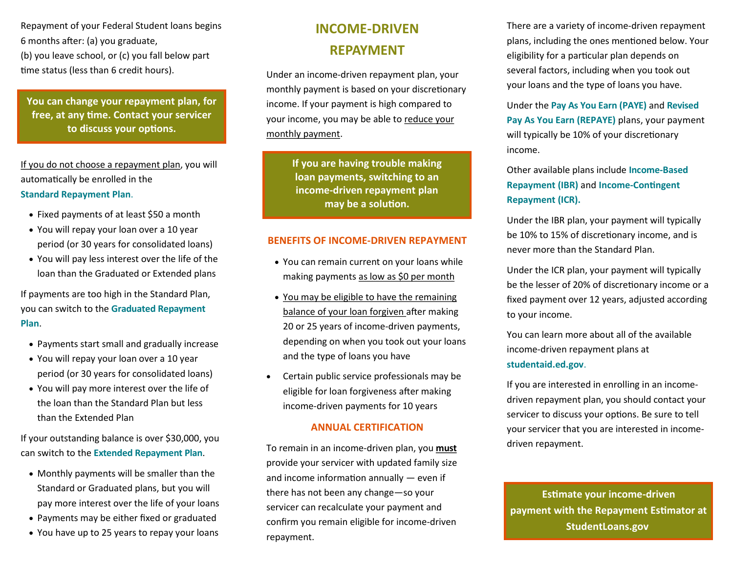Repayment of your Federal Student loans begins 6 months after: (a) you graduate, (b) you leave school, or (c) you fall below part time status (less than 6 credit hours).

**You can change your repayment plan, for free, at any time. Contact your servicer to discuss your options.**

If you do not choose a repayment plan, you will automatically be enrolled in the **Standard Repayment Plan**.

- Fixed payments of at least $50 a month
- You will repay your loan over a 10 year period (or 30 years for consolidated loans)
- You will pay less interest over the life of the loan than the Graduated or Extended plans

If payments are too high in the Standard Plan, you can switch to the **Graduated Repayment Plan**.

- Payments start small and gradually increase
- You will repay your loan over a 10 year period (or 30 years for consolidated loans)
- You will pay more interest over the life of the loan than the Standard Plan but less than the Extended Plan

If your outstanding balance is over $30,000, you can switch to the **Extended Repayment Plan**.

- Monthly payments will be smaller than the Standard or Graduated plans, but you will pay more interest over the life of your loans
- Payments may be either fixed or graduated
- You have up to 25 years to repay your loans

# INCOME-DRIVEN REPAYMENT

Under an income-driven repayment plan, your monthly payment is based on your discretionary income. If your payment is high compared to your income, you may be able to reduce your monthly payment.

**If you are having trouble making loan payments, switching to an income-driven repayment plan may be a solution.**

## BENEFITS OF INCOME-DRIVEN REPAYMENT

- You can remain current on your loans while making payments as low as $0 per month
- You may be eligible to have the remaining balance of your loan forgiven after making 20 or 25 years of income-driven payments, depending on when you took out your loans and the type of loans you have
- Certain public service professionals may be eligible for loan forgiveness after making income-driven payments for 10 years

## ANNUAL CERTIFICATION

To remain in an income-driven plan, you **must** provide your servicer with updated family size and income information annually — even if there has not been any change—so your servicer can recalculate your payment and confirm you remain eligible for income-driven repayment.

There are a variety of income-driven repayment plans, including the ones mentioned below. Your eligibility for a particular plan depends on several factors, including when you took out your loans and the type of loans you have.

Under the **Pay As You Earn (PAYE)** and **Revised Pay As You Earn (REPAYE)** plans, your payment will typically be 10% of your discretionary income.

Other available plans include **Income-Based Repayment (IBR)** and **Income-Contingent Repayment (ICR).**

Under the IBR plan, your payment will typically be 10% to 15% of discretionary income, and is never more than the Standard Plan.

Under the ICR plan, your payment will typically be the lesser of 20% of discretionary income or a fixed payment over 12 years, adjusted according to your income.

You can learn more about all of the available income-driven repayment plans at **studentaid.ed.gov**.

If you are interested in enrolling in an income-driven repayment plan, you should contact your servicer to discuss your options. Be sure to tell your servicer that you are interested in income-driven repayment.

**Estimate your income-driven payment with the Repayment Estimator at StudentLoans.gov**